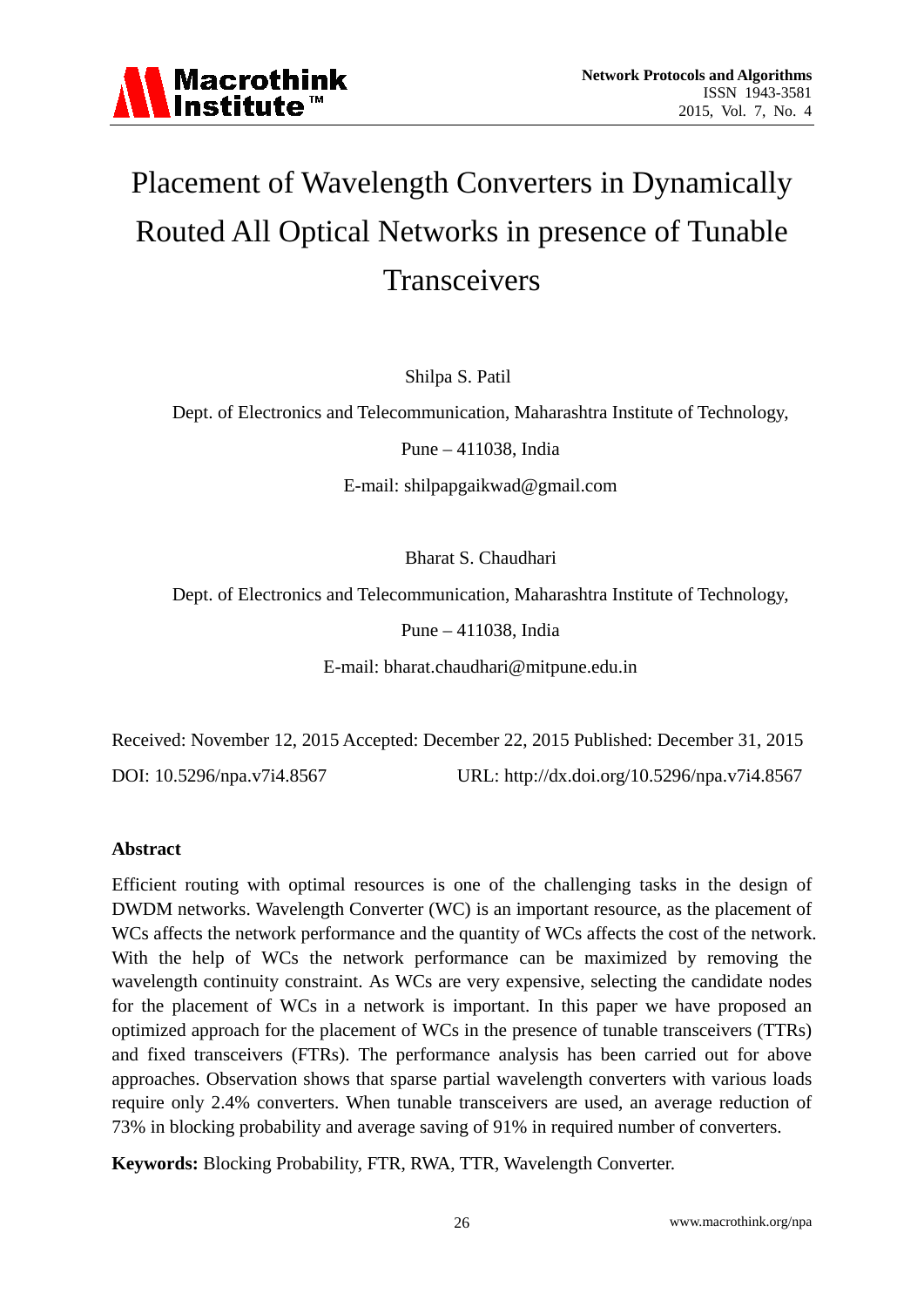# Placement of Wavelength Converters in Dynamically Routed All Optical Networks in presence of Tunable Transceivers

Shilpa S. Patil

Dept. of Electronics and Telecommunication, Maharashtra Institute of Technology,

Pune – 411038, India

E-mail: shilpapgaikwad@gmail.com

Bharat S. Chaudhari

Dept. of Electronics and Telecommunication, Maharashtra Institute of Technology,

Pune – 411038, India

E-mail: bharat.chaudhari@mitpune.edu.in

Received: November 12, 2015 Accepted: December 22, 2015 Published: December 31, 2015

DOI: 10.5296/npa.v7i4.8567 URL: http://dx.doi.org/10.5296/npa.v7i4.8567

## Abstract

Efficient routing with optimal resources is one of the challenging tasks in the design of DWDM networks. Wavelength Converter (WC) is an important resource, as the placement of WCs affects the network performance and the quantity of WCs affects the cost of the network. With the help of WCs the network performance can be maximized by removing the wavelength continuity constraint. As WCs are very expensive, selecting the candidate nodes for the placement of WCs in a network is important. In this paper we have proposed an optimized approach for the placement of WCs in the presence of tunable transceivers (TTRs) and fixed transceivers (FTRs). The performance analysis has been carried out for above approaches. Observation shows that sparse partial wavelength converters with various loads require only 2.4% converters. When tunable transceivers are used, an average reduction of 73% in blocking probability and average saving of 91% in required number of converters.

**Keywords:** Blocking Probability, FTR, RWA, TTR, Wavelength Converter.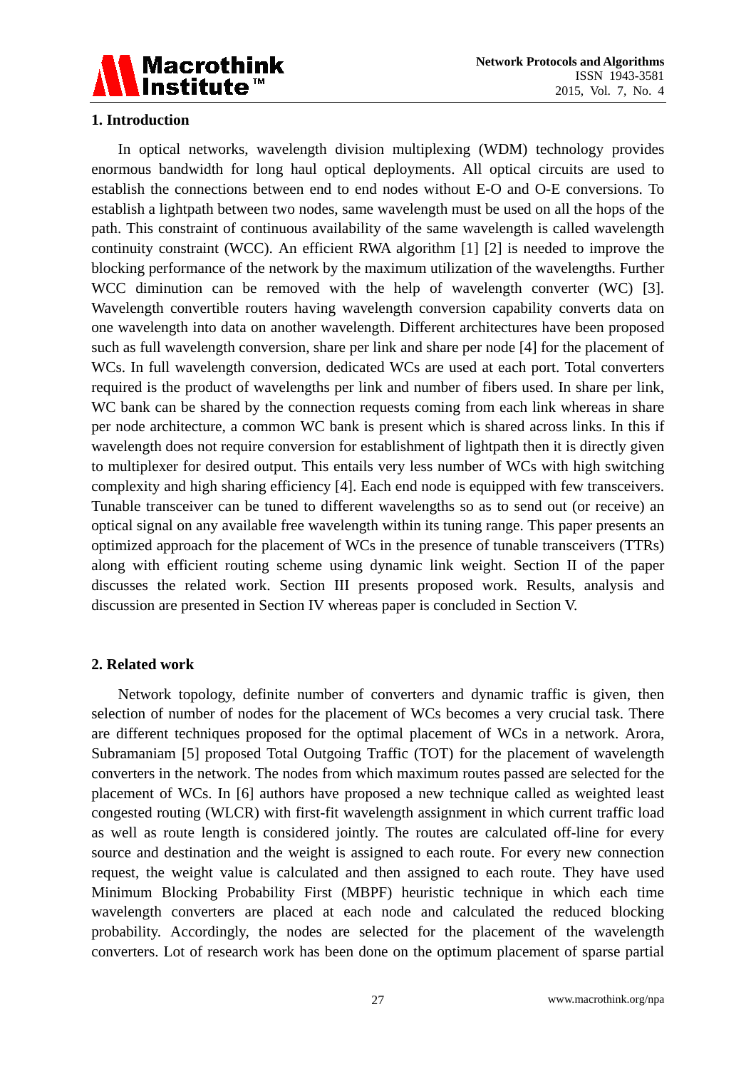## 1. Introduction

In optical networks, wavelength division multiplexing (WDM) technology provides enormous bandwidth for long haul optical deployments. All optical circuits are used to establish the connections between end to end nodes without E-O and O-E conversions. To establish a lightpath between two nodes, same wavelength must be used on all the hops of the path. This constraint of continuous availability of the same wavelength is called wavelength continuity constraint (WCC). An efficient RWA algorithm [1] [2] is needed to improve the blocking performance of the network by the maximum utilization of the wavelengths. Further WCC diminution can be removed with the help of wavelength converter (WC) [3]. Wavelength convertible routers having wavelength conversion capability converts data on one wavelength into data on another wavelength. Different architectures have been proposed such as full wavelength conversion, share per link and share per node [4] for the placement of WCs. In full wavelength conversion, dedicated WCs are used at each port. Total converters required is the product of wavelengths per link and number of fibers used. In share per link, WC bank can be shared by the connection requests coming from each link whereas in share per node architecture, a common WC bank is present which is shared across links. In this if wavelength does not require conversion for establishment of lightpath then it is directly given to multiplexer for desired output. This entails very less number of WCs with high switching complexity and high sharing efficiency [4]. Each end node is equipped with few transceivers. Tunable transceiver can be tuned to different wavelengths so as to send out (or receive) an optical signal on any available free wavelength within its tuning range. This paper presents an optimized approach for the placement of WCs in the presence of tunable transceivers (TTRs) along with efficient routing scheme using dynamic link weight. Section II of the paper discusses the related work. Section III presents proposed work. Results, analysis and discussion are presented in Section IV whereas paper is concluded in Section V.

## 2. Related work

Network topology, definite number of converters and dynamic traffic is given, then selection of number of nodes for the placement of WCs becomes a very crucial task. There are different techniques proposed for the optimal placement of WCs in a network. Arora, Subramaniam [5] proposed Total Outgoing Traffic (TOT) for the placement of wavelength converters in the network. The nodes from which maximum routes passed are selected for the placement of WCs. In [6] authors have proposed a new technique called as weighted least congested routing (WLCR) with first-fit wavelength assignment in which current traffic load as well as route length is considered jointly. The routes are calculated off-line for every source and destination and the weight is assigned to each route. For every new connection request, the weight value is calculated and then assigned to each route. They have used Minimum Blocking Probability First (MBPF) heuristic technique in which each time wavelength converters are placed at each node and calculated the reduced blocking probability. Accordingly, the nodes are selected for the placement of the wavelength converters. Lot of research work has been done on the optimum placement of sparse partial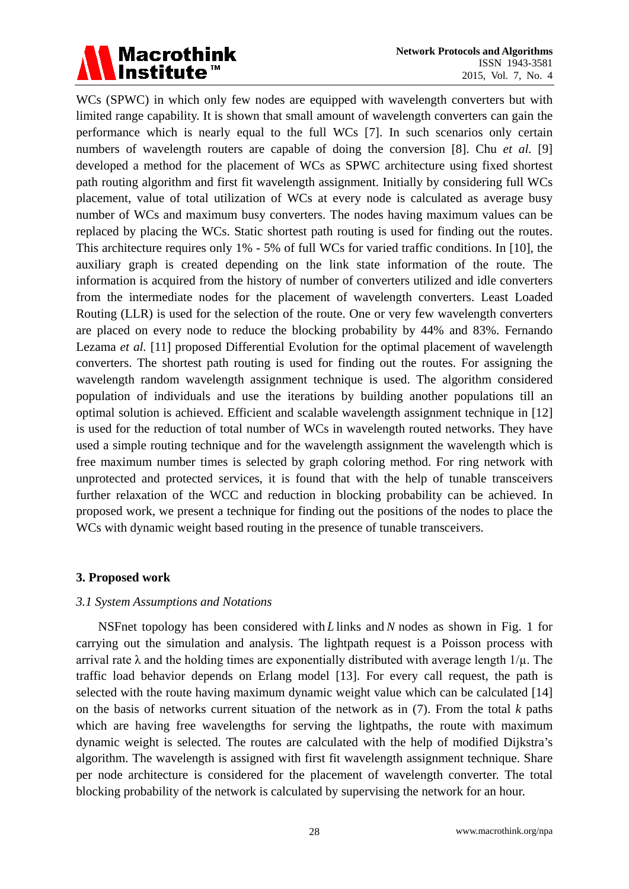WCs (SPWC) in which only few nodes are equipped with wavelength converters but with limited range capability. It is shown that small amount of wavelength converters can gain the performance which is nearly equal to the full WCs [7]. In such scenarios only certain numbers of wavelength routers are capable of doing the conversion [8]. Chu *et al.* [9] developed a method for the placement of WCs as SPWC architecture using fixed shortest path routing algorithm and first fit wavelength assignment. Initially by considering full WCs placement, value of total utilization of WCs at every node is calculated as average busy number of WCs and maximum busy converters. The nodes having maximum values can be replaced by placing the WCs. Static shortest path routing is used for finding out the routes. This architecture requires only 1% - 5% of full WCs for varied traffic conditions. In [10], the auxiliary graph is created depending on the link state information of the route. The information is acquired from the history of number of converters utilized and idle converters from the intermediate nodes for the placement of wavelength converters. Least Loaded Routing (LLR) is used for the selection of the route. One or very few wavelength converters are placed on every node to reduce the blocking probability by 44% and 83%. Fernando Lezama *et al.* [11] proposed Differential Evolution for the optimal placement of wavelength converters. The shortest path routing is used for finding out the routes. For assigning the wavelength random wavelength assignment technique is used. The algorithm considered population of individuals and use the iterations by building another populations till an optimal solution is achieved. Efficient and scalable wavelength assignment technique in [12] is used for the reduction of total number of WCs in wavelength routed networks. They have used a simple routing technique and for the wavelength assignment the wavelength which is free maximum number times is selected by graph coloring method. For ring network with unprotected and protected services, it is found that with the help of tunable transceivers further relaxation of the WCC and reduction in blocking probability can be achieved. In proposed work, we present a technique for finding out the positions of the nodes to place the WCs with dynamic weight based routing in the presence of tunable transceivers.

## 3. Proposed work

### *3.1 System Assumptions and Notations*

NSFnet topology has been considered with $L$ links and $N$ nodes as shown in Fig. 1 for carrying out the simulation and analysis. The lightpath request is a Poisson process with arrival rate $\lambda$ and the holding times are exponentially distributed with average length $1/\mu$. The traffic load behavior depends on Erlang model [13]. For every call request, the path is selected with the route having maximum dynamic weight value which can be calculated [14] on the basis of networks current situation of the network as in (7). From the total $k$ paths which are having free wavelengths for serving the lightpaths, the route with maximum dynamic weight is selected. The routes are calculated with the help of modified Dijkstra's algorithm. The wavelength is assigned with first fit wavelength assignment technique. Share per node architecture is considered for the placement of wavelength converter. The total blocking probability of the network is calculated by supervising the network for an hour.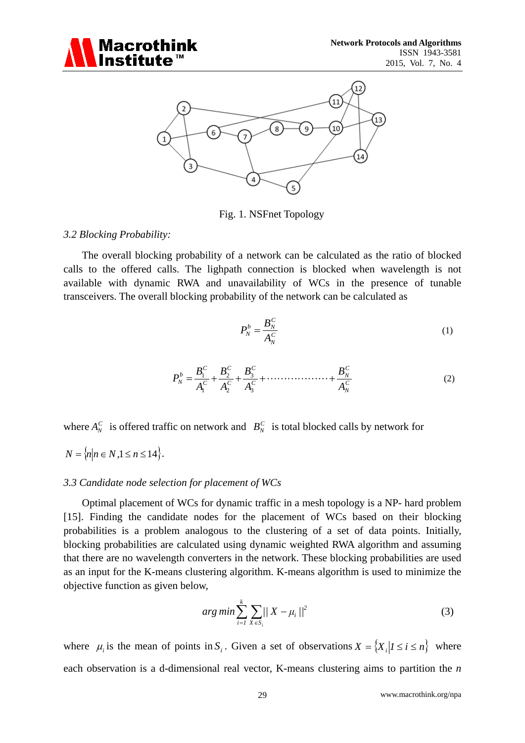Fig. 1. NSFnet Topology

### *3.2 Blocking Probability:*

The overall blocking probability of a network can be calculated as the ratio of blocked calls to the offered calls. The lighpath connection is blocked when wavelength is not available with dynamic RWA and unavailability of WCs in the presence of tunable transceivers. The overall blocking probability of the network can be calculated as

$$P_N^b = \frac{B_N^C}{A_N^C} \tag{1}$$

$$P_N^b = \frac{B_1^C}{A_1^C} + \frac{B_2^C}{A_2^C} + \frac{B_3^C}{A_3^C} + \cdots\cdots\cdots\cdots\cdots\cdots + \frac{B_N^C}{A_N^C} \tag{2}$$

where $A_N^C$ is offered traffic on network and $B_N^C$ is total blocked calls by network for $N = \{n | n \in N, 1 \le n \le 14\}$.

### *3.3 Candidate node selection for placement of WCs*

Optimal placement of WCs for dynamic traffic in a mesh topology is a NP- hard problem [15]. Finding the candidate nodes for the placement of WCs based on their blocking probabilities is a problem analogous to the clustering of a set of data points. Initially, blocking probabilities are calculated using dynamic weighted RWA algorithm and assuming that there are no wavelength converters in the network. These blocking probabilities are used as an input for the K-means clustering algorithm. K-means algorithm is used to minimize the objective function as given below,

$$arg\,min \sum_{i=1}^{k} \sum_{X \in S_i} || X - \mu_i ||^2 \tag{3}$$

where $\mu_i$ is the mean of points in $S_i$. Given a set of observations $X = \{X_i | 1 \le i \le n\}$ where each observation is a d-dimensional real vector, K-means clustering aims to partition the *n*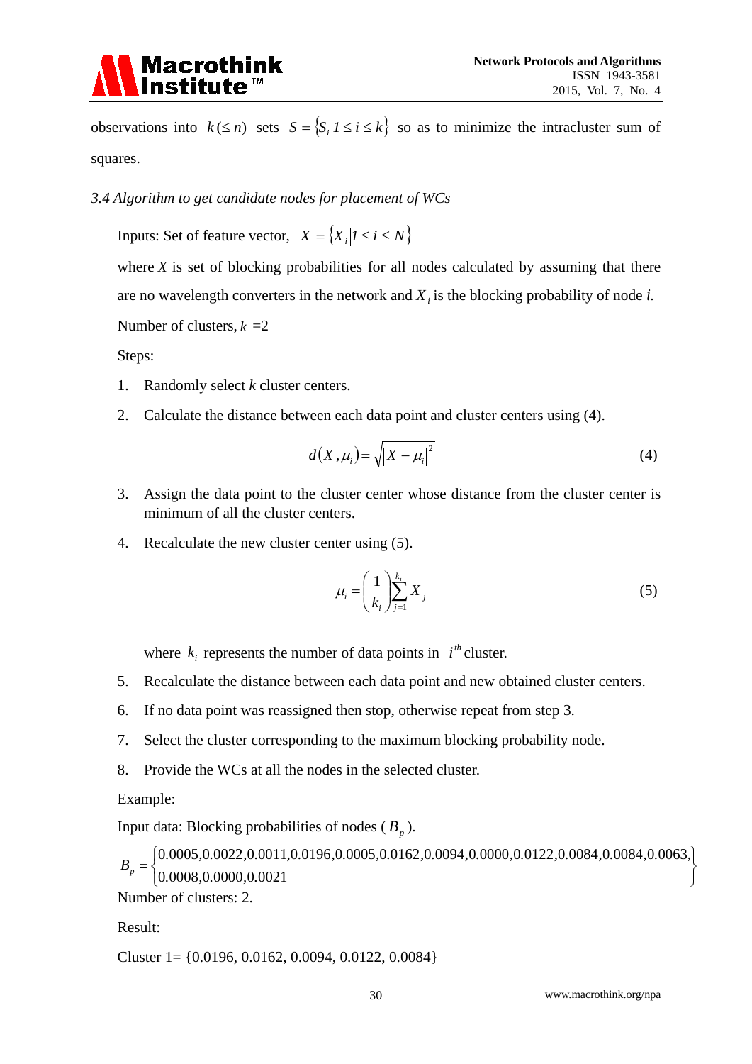observations into $k (\leq n)$ sets $S = \{S_i | 1 \leq i \leq k\}$ so as to minimize the intracluster sum of squares.

### *3.4 Algorithm to get candidate nodes for placement of WCs*

Inputs: Set of feature vector, $X = \{X_i | 1 \leq i \leq N\}$

where $X$ is set of blocking probabilities for all nodes calculated by assuming that there are no wavelength converters in the network and $X_i$ is the blocking probability of node *i.*

Number of clusters, $k$ =2

Steps:

1. Randomly select $k$ cluster centers.
2. Calculate the distance between each data point and cluster centers using (4).

$$d(X, \mu_i) = \sqrt{|X - \mu_i|^2} \tag{4}$$

3. Assign the data point to the cluster center whose distance from the cluster center is minimum of all the cluster centers.
4. Recalculate the new cluster center using (5).

$$\mu_i = \left(\frac{1}{k_i}\right) \sum_{j=1}^{k_i} X_j \tag{5}$$

   where $k_i$ represents the number of data points in $i^{th}$ cluster.

5. Recalculate the distance between each data point and new obtained cluster centers.
6. If no data point was reassigned then stop, otherwise repeat from step 3.
7. Select the cluster corresponding to the maximum blocking probability node.
8. Provide the WCs at all the nodes in the selected cluster.

Example:

Input data: Blocking probabilities of nodes ($B_p$).

$$B_p = \left\{ \begin{matrix} 0.0005, 0.0022, 0.0011, 0.0196, 0.0005, 0.0162, 0.0094, 0.0000, 0.0122, 0.0084, 0.0084, 0.0063, \\ 0.0008, 0.0000, 0.0021 \end{matrix} \right\}$$

Number of clusters: 2.

Result:

Cluster 1= {0.0196, 0.0162, 0.0094, 0.0122, 0.0084}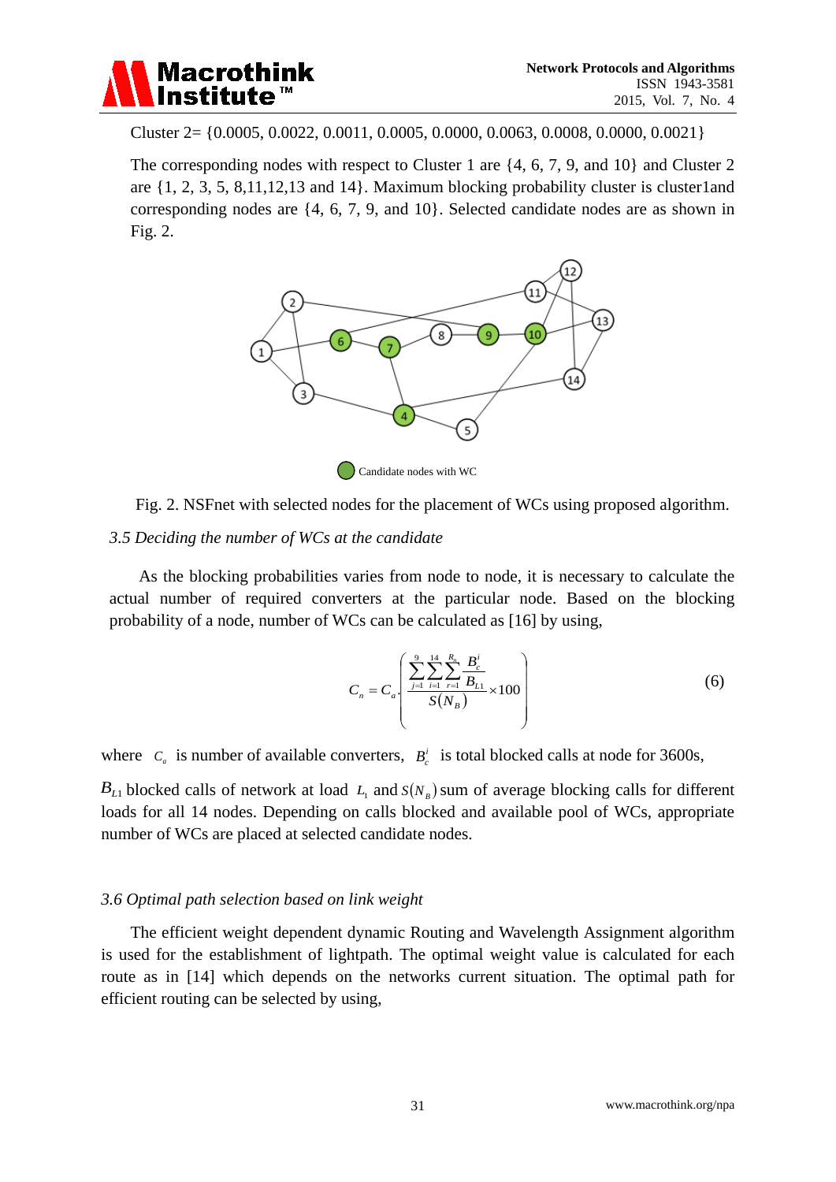Cluster 2= {0.0005, 0.0022, 0.0011, 0.0005, 0.0000, 0.0063, 0.0008, 0.0000, 0.0021}

The corresponding nodes with respect to Cluster 1 are {4, 6, 7, 9, and 10} and Cluster 2 are {1, 2, 3, 5, 8,11,12,13 and 14}. Maximum blocking probability cluster is cluster1and corresponding nodes are {4, 6, 7, 9, and 10}. Selected candidate nodes are as shown in Fig. 2.

Candidate nodes with WC

Fig. 2. NSFnet with selected nodes for the placement of WCs using proposed algorithm.

### *3.5 Deciding the number of WCs at the candidate*

As the blocking probabilities varies from node to node, it is necessary to calculate the actual number of required converters at the particular node. Based on the blocking probability of a node, number of WCs can be calculated as [16] by using,

$$C_n = C_a \cdot \left( \frac{\sum_{j=1}^{9} \sum_{i=1}^{14} \sum_{r=1}^{R_n} \frac{B_c^i}{B_{L1}}}{S(N_B)} \times 100 \right) \tag{6}$$

where $C_a$ is number of available converters, $B_c^i$ is total blocked calls at node for 3600s, $B_{L1}$ blocked calls of network at load $L_1$ and $S(N_B)$ sum of average blocking calls for different loads for all 14 nodes. Depending on calls blocked and available pool of WCs, appropriate number of WCs are placed at selected candidate nodes.

### *3.6 Optimal path selection based on link weight*

The efficient weight dependent dynamic Routing and Wavelength Assignment algorithm is used for the establishment of lightpath. The optimal weight value is calculated for each route as in [14] which depends on the networks current situation. The optimal path for efficient routing can be selected by using,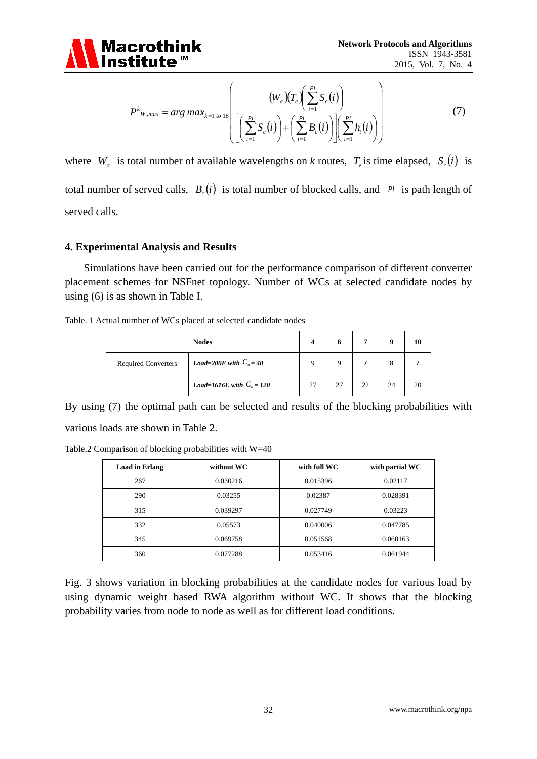$$P^{k}{}_{W,max} = arg\,max_{k=1\ to\ 18}\left( \frac{(W_a)(T_e)\left(\sum_{i=1}^{Pl} S_c(i)\right)}{\left[\left(\sum_{i=1}^{Pl} S_c(i)\right)+\left(\sum_{i=1}^{Pl} B_c(i)\right)\right]\left(\sum_{i=1}^{Pl} h_t(i)\right)} \right) \tag{7}$$

where $W_a$ is total number of available wavelengths on $k$ routes, $T_e$ is time elapsed, $S_c(i)$ is total number of served calls, $B_c(i)$ is total number of blocked calls, and $Pl$ is path length of served calls.

## 4. Experimental Analysis and Results

Simulations have been carried out for the performance comparison of different converter placement schemes for NSFnet topology. Number of WCs at selected candidate nodes by using (6) is as shown in Table I.

Table. 1 Actual number of WCs placed at selected candidate nodes

| Nodes | | 4 | 6 | 7 | 9 | 10 |
|---|---|---|---|---|---|---|
| Required Converters | ***Load=200E with*** $C_a$ ***= 40*** | 9 | 9 | 7 | 8 | 7 |
| | ***Load=1616E with*** $C_a$ ***= 120*** | 27 | 27 | 22 | 24 | 20 |

By using (7) the optimal path can be selected and results of the blocking probabilities with various loads are shown in Table 2.

Table.2 Comparison of blocking probabilities with W=40

| Load in Erlang | without WC | with full WC | with partial WC |
|---|---|---|---|
| 267 | 0.030216 | 0.015396 | 0.02117 |
| 290 | 0.03255 | 0.02387 | 0.028391 |
| 315 | 0.039297 | 0.027749 | 0.03223 |
| 332 | 0.05573 | 0.040006 | 0.047785 |
| 345 | 0.069758 | 0.051568 | 0.060163 |
| 360 | 0.077288 | 0.053416 | 0.061944 |

Fig. 3 shows variation in blocking probabilities at the candidate nodes for various load by using dynamic weight based RWA algorithm without WC. It shows that the blocking probability varies from node to node as well as for different load conditions.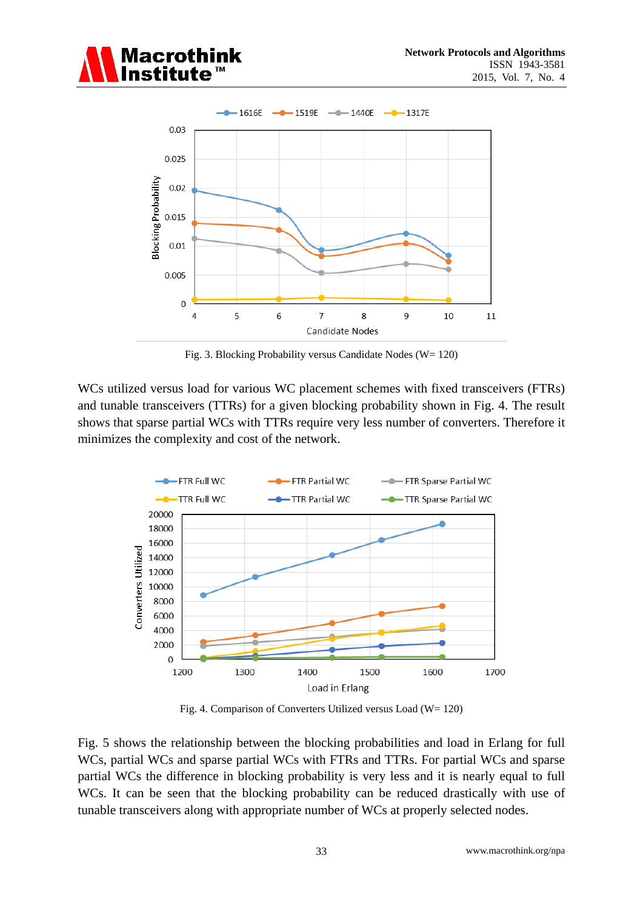Fig. 3. Blocking Probability versus Candidate Nodes (W= 120)

WCs utilized versus load for various WC placement schemes with fixed transceivers (FTRs) and tunable transceivers (TTRs) for a given blocking probability shown in Fig. 4. The result shows that sparse partial WCs with TTRs require very less number of converters. Therefore it minimizes the complexity and cost of the network.

Fig. 4. Comparison of Converters Utilized versus Load (W= 120)

Fig. 5 shows the relationship between the blocking probabilities and load in Erlang for full WCs, partial WCs and sparse partial WCs with FTRs and TTRs. For partial WCs and sparse partial WCs the difference in blocking probability is very less and it is nearly equal to full WCs. It can be seen that the blocking probability can be reduced drastically with use of tunable transceivers along with appropriate number of WCs at properly selected nodes.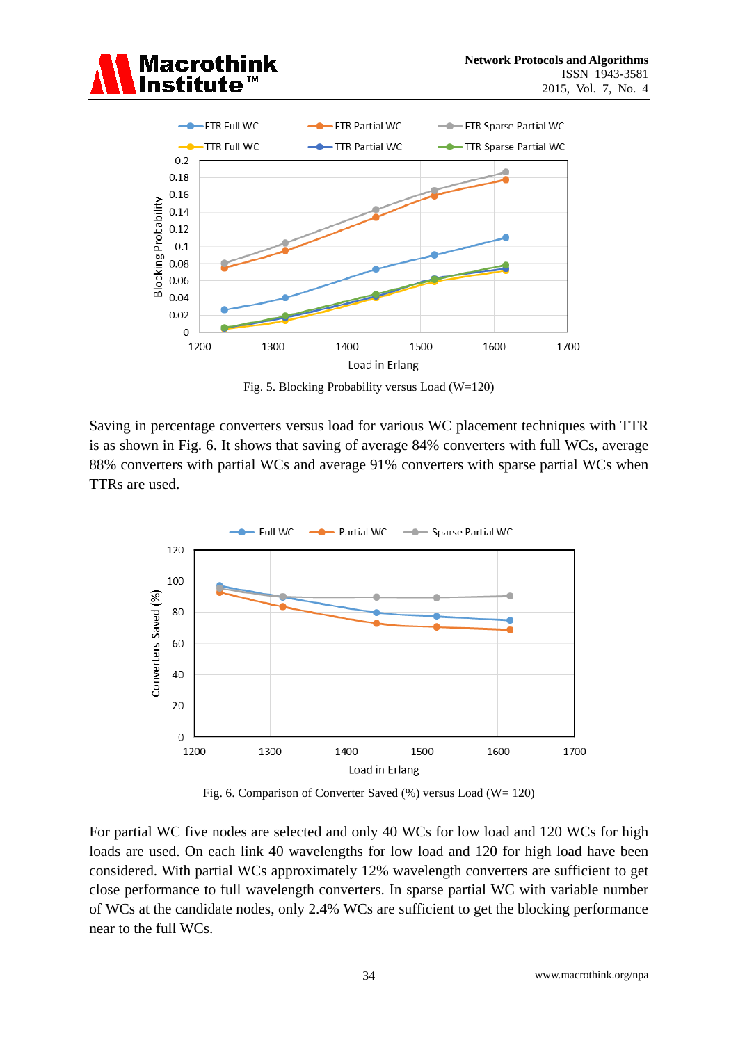Fig. 5. Blocking Probability versus Load (W=120)

Saving in percentage converters versus load for various WC placement techniques with TTR is as shown in Fig. 6. It shows that saving of average 84% converters with full WCs, average 88% converters with partial WCs and average 91% converters with sparse partial WCs when TTRs are used.

Fig. 6. Comparison of Converter Saved (%) versus Load (W= 120)

For partial WC five nodes are selected and only 40 WCs for low load and 120 WCs for high loads are used. On each link 40 wavelengths for low load and 120 for high load have been considered. With partial WCs approximately 12% wavelength converters are sufficient to get close performance to full wavelength converters. In sparse partial WC with variable number of WCs at the candidate nodes, only 2.4% WCs are sufficient to get the blocking performance near to the full WCs.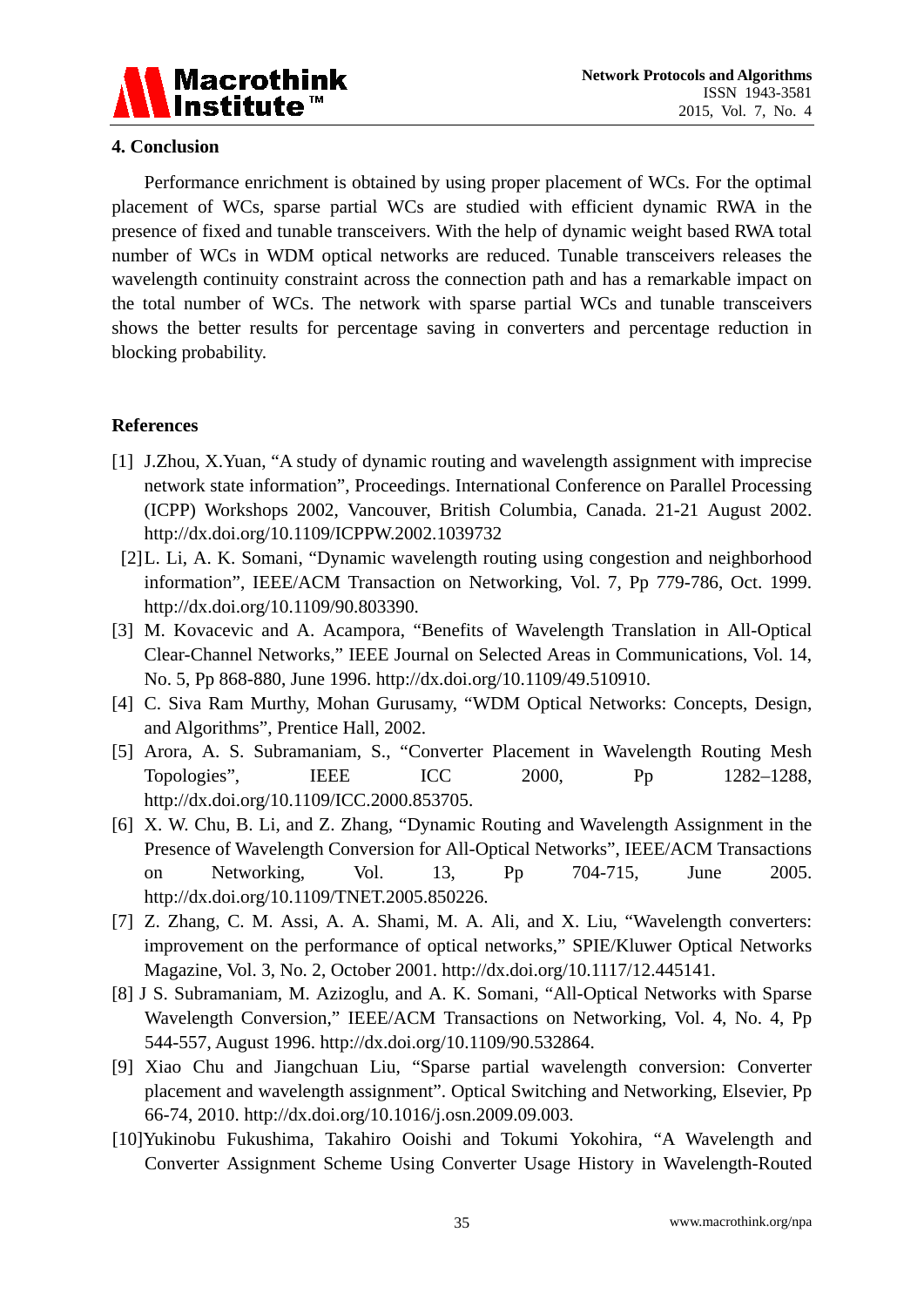## 4. Conclusion

Performance enrichment is obtained by using proper placement of WCs. For the optimal placement of WCs, sparse partial WCs are studied with efficient dynamic RWA in the presence of fixed and tunable transceivers. With the help of dynamic weight based RWA total number of WCs in WDM optical networks are reduced. Tunable transceivers releases the wavelength continuity constraint across the connection path and has a remarkable impact on the total number of WCs. The network with sparse partial WCs and tunable transceivers shows the better results for percentage saving in converters and percentage reduction in blocking probability.

## References

[1] J.Zhou, X.Yuan, "A study of dynamic routing and wavelength assignment with imprecise network state information", Proceedings. International Conference on Parallel Processing (ICPP) Workshops 2002, Vancouver, British Columbia, Canada. 21-21 August 2002. http://dx.doi.org/10.1109/ICPPW.2002.1039732

[2] L. Li, A. K. Somani, "Dynamic wavelength routing using congestion and neighborhood information", IEEE/ACM Transaction on Networking, Vol. 7, Pp 779-786, Oct. 1999. http://dx.doi.org/10.1109/90.803390.

[3] M. Kovacevic and A. Acampora, "Benefits of Wavelength Translation in All-Optical Clear-Channel Networks," IEEE Journal on Selected Areas in Communications, Vol. 14, No. 5, Pp 868-880, June 1996. http://dx.doi.org/10.1109/49.510910.

[4] C. Siva Ram Murthy, Mohan Gurusamy, "WDM Optical Networks: Concepts, Design, and Algorithms", Prentice Hall, 2002.

[5] Arora, A. S. Subramaniam, S., "Converter Placement in Wavelength Routing Mesh Topologies", IEEE ICC 2000, Pp 1282–1288, http://dx.doi.org/10.1109/ICC.2000.853705.

[6] X. W. Chu, B. Li, and Z. Zhang, "Dynamic Routing and Wavelength Assignment in the Presence of Wavelength Conversion for All-Optical Networks", IEEE/ACM Transactions on Networking, Vol. 13, Pp 704-715, June 2005. http://dx.doi.org/10.1109/TNET.2005.850226.

[7] Z. Zhang, C. M. Assi, A. A. Shami, M. A. Ali, and X. Liu, "Wavelength converters: improvement on the performance of optical networks," SPIE/Kluwer Optical Networks Magazine, Vol. 3, No. 2, October 2001. http://dx.doi.org/10.1117/12.445141.

[8] J S. Subramaniam, M. Azizoglu, and A. K. Somani, "All-Optical Networks with Sparse Wavelength Conversion," IEEE/ACM Transactions on Networking, Vol. 4, No. 4, Pp 544-557, August 1996. http://dx.doi.org/10.1109/90.532864.

[9] Xiao Chu and Jiangchuan Liu, "Sparse partial wavelength conversion: Converter placement and wavelength assignment". Optical Switching and Networking, Elsevier, Pp 66-74, 2010. http://dx.doi.org/10.1016/j.osn.2009.09.003.

[10] Yukinobu Fukushima, Takahiro Ooishi and Tokumi Yokohira, "A Wavelength and Converter Assignment Scheme Using Converter Usage History in Wavelength-Routed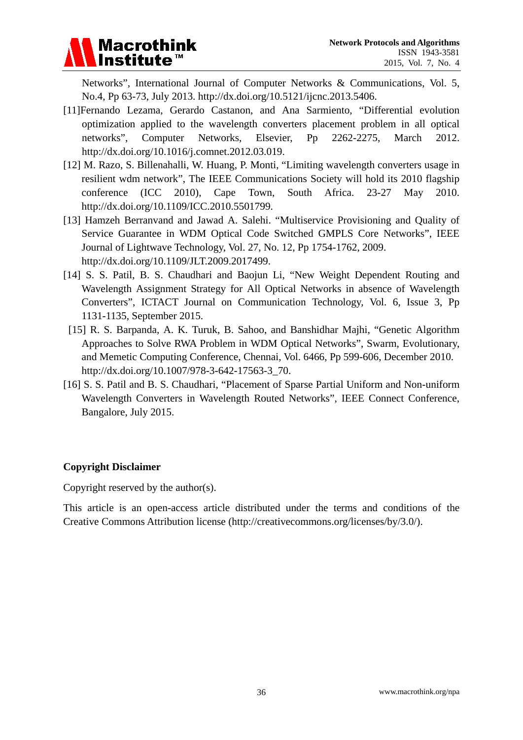Networks", International Journal of Computer Networks & Communications, Vol. 5, No.4, Pp 63-73, July 2013. http://dx.doi.org/10.5121/ijcnc.2013.5406.

[11]Fernando Lezama, Gerardo Castanon, and Ana Sarmiento, "Differential evolution optimization applied to the wavelength converters placement problem in all optical networks", Computer Networks, Elsevier, Pp 2262-2275, March 2012. http://dx.doi.org/10.1016/j.comnet.2012.03.019.

[12] M. Razo, S. Billenahalli, W. Huang, P. Monti, "Limiting wavelength converters usage in resilient wdm network", The IEEE Communications Society will hold its 2010 flagship conference (ICC 2010), Cape Town, South Africa. 23-27 May 2010. http://dx.doi.org/10.1109/ICC.2010.5501799.

[13] Hamzeh Berranvand and Jawad A. Salehi. "Multiservice Provisioning and Quality of Service Guarantee in WDM Optical Code Switched GMPLS Core Networks", IEEE Journal of Lightwave Technology, Vol. 27, No. 12, Pp 1754-1762, 2009. http://dx.doi.org/10.1109/JLT.2009.2017499.

[14] S. S. Patil, B. S. Chaudhari and Baojun Li, "New Weight Dependent Routing and Wavelength Assignment Strategy for All Optical Networks in absence of Wavelength Converters", ICTACT Journal on Communication Technology, Vol. 6, Issue 3, Pp 1131-1135, September 2015.

[15] R. S. Barpanda, A. K. Turuk, B. Sahoo, and Banshidhar Majhi, "Genetic Algorithm Approaches to Solve RWA Problem in WDM Optical Networks", Swarm, Evolutionary, and Memetic Computing Conference, Chennai, Vol. 6466, Pp 599-606, December 2010. http://dx.doi.org/10.1007/978-3-642-17563-3_70.

[16] S. S. Patil and B. S. Chaudhari, "Placement of Sparse Partial Uniform and Non-uniform Wavelength Converters in Wavelength Routed Networks", IEEE Connect Conference, Bangalore, July 2015.

**Copyright Disclaimer**

Copyright reserved by the author(s).

This article is an open-access article distributed under the terms and conditions of the Creative Commons Attribution license (http://creativecommons.org/licenses/by/3.0/).